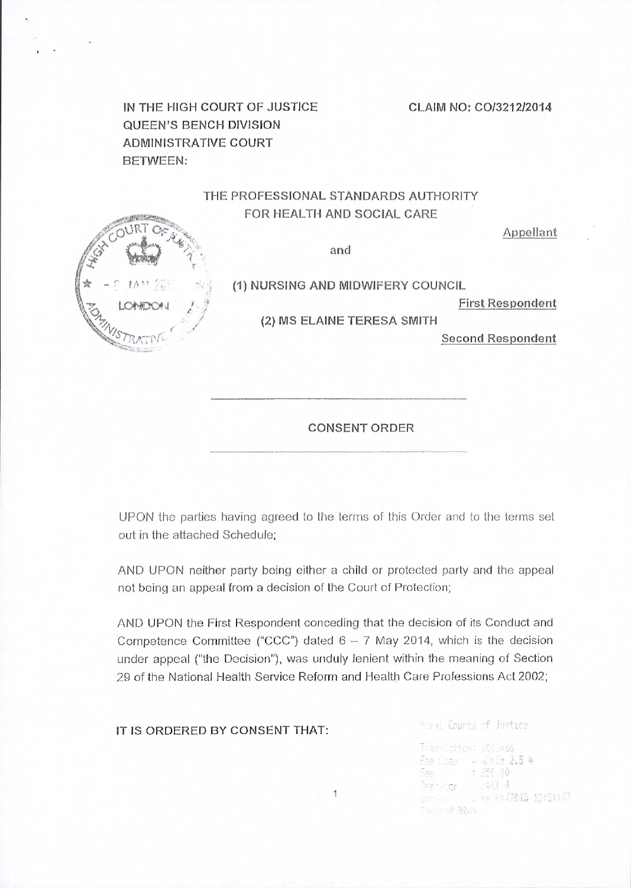IN THE HIGH COURT OF JUSTICE
QUEEN'S BENCH DIVISION
ADMINISTRATIVE COURT
BETWEEN:

CLAIM NO: CO/3212/2014

THE PROFESSIONAL STANDARDS AUTHORITY
FOR HEALTH AND SOCIAL CARE

Appellant

and

(1) NURSING AND MIDWIFERY COUNCIL

First Respondent

(2) MS ELAINE TERESA SMITH

Second Respondent

---

CONSENT ORDER

---

UPON the parties having agreed to the terms of this Order and to the terms set out in the attached Schedule;

AND UPON neither party being either a child or protected party and the appeal not being an appeal from a decision of the Court of Protection;

AND UPON the First Respondent conceding that the decision of its Conduct and Competence Committee ("CCC") dated 6 – 7 May 2014, which is the decision under appeal ("the Decision"), was unduly lenient within the meaning of Section 29 of the National Health Service Reform and Health Care Professions Act 2002;

IT IS ORDERED BY CONSENT THAT: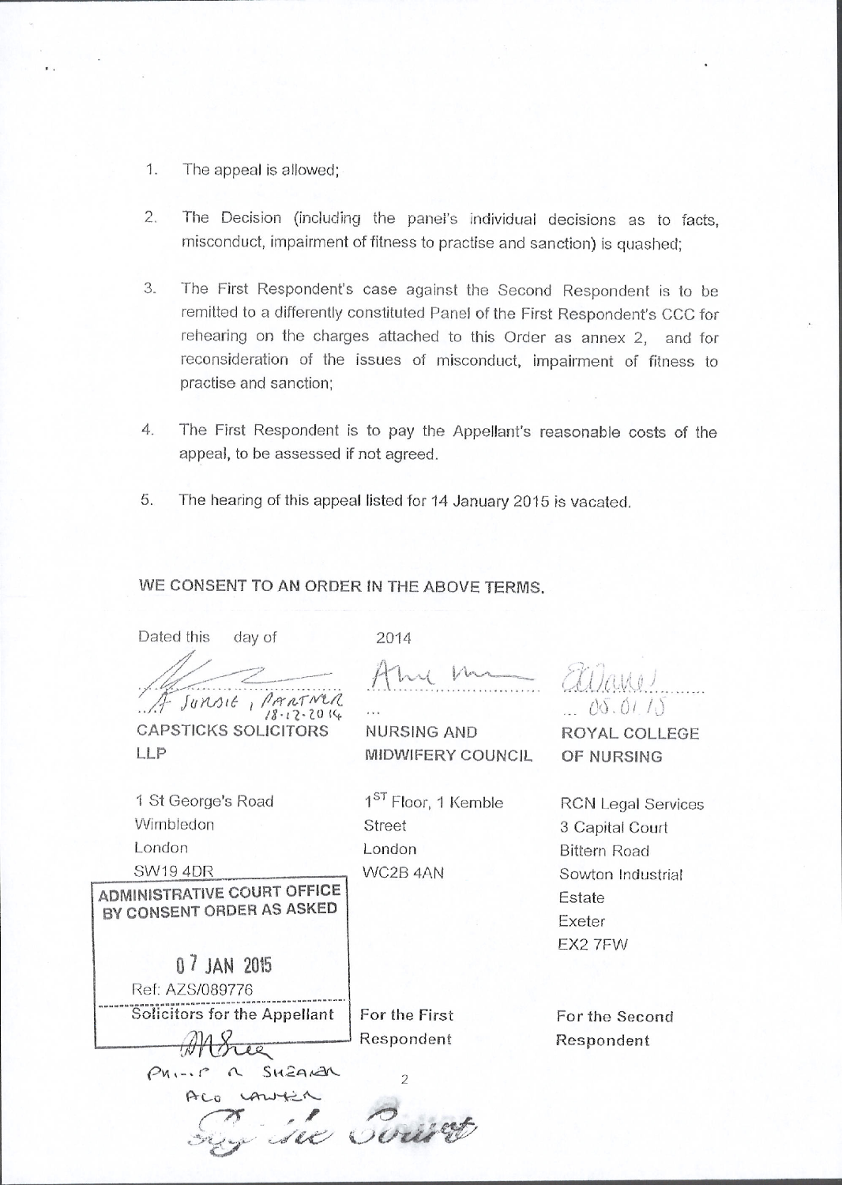1. The appeal is allowed;

2. The Decision (including the panel's individual decisions as to facts, misconduct, impairment of fitness to practise and sanction) is quashed;

3. The First Respondent's case against the Second Respondent is to be remitted to a differently constituted Panel of the First Respondent's CCC for rehearing on the charges attached to this Order as annex 2, and for reconsideration of the issues of misconduct, impairment of fitness to practise and sanction;

4. The First Respondent is to pay the Appellant's reasonable costs of the appeal, to be assessed if not agreed.

5. The hearing of this appeal listed for 14 January 2015 is vacated.

**WE CONSENT TO AN ORDER IN THE ABOVE TERMS.**

Dated this day of 2014

| A Sunsie, Partner 18-12-2014 | ... | 05.01.15 |
|---|---|---|
| CAPSTICKS SOLICITORS LLP | NURSING AND MIDWIFERY COUNCIL | ROYAL COLLEGE OF NURSING |
| 1 St George's Road<br>Wimbledon<br>London<br>SW19 4DR | 1[ST] Floor, 1 Kemble Street<br>London<br>WC2B 4AN | RCN Legal Services<br>3 Capital Court<br>Bittern Road<br>Sowton Industrial Estate<br>Exeter<br>EX2 7FW |
| Ref: AZS/089776 | | |
| Solicitors for the Appellant | For the First Respondent | For the Second Respondent |

ADMINISTRATIVE COURT OFFICE
BY CONSENT ORDER AS ASKED

07 JAN 2015

Philip A Shearer
ACO Lawyer

By the Court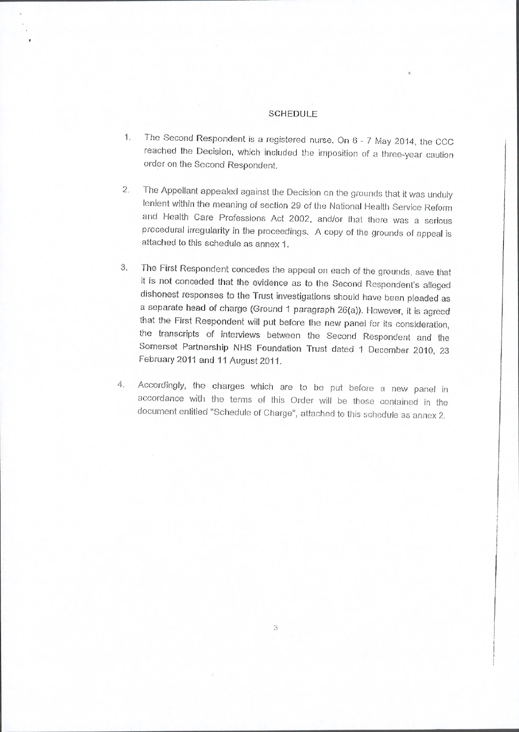## SCHEDULE

1. The Second Respondent is a registered nurse. On 6 - 7 May 2014, the CCC reached the Decision, which included the imposition of a three-year caution order on the Second Respondent.

2. The Appellant appealed against the Decision on the grounds that it was unduly lenient within the meaning of section 29 of the National Health Service Reform and Health Care Professions Act 2002, and/or that there was a serious procedural irregularity in the proceedings. A copy of the grounds of appeal is attached to this schedule as annex 1.

3. The First Respondent concedes the appeal on each of the grounds, save that it is not conceded that the evidence as to the Second Respondent's alleged dishonest responses to the Trust investigations should have been pleaded as a separate head of charge (Ground 1 paragraph 26(a)). However, it is agreed that the First Respondent will put before the new panel for its consideration, the transcripts of interviews between the Second Respondent and the Somerset Partnership NHS Foundation Trust dated 1 December 2010, 23 February 2011 and 11 August 2011.

4. Accordingly, the charges which are to be put before a new panel in accordance with the terms of this Order will be those contained in the document entitled "Schedule of Charge", attached to this schedule as annex 2.